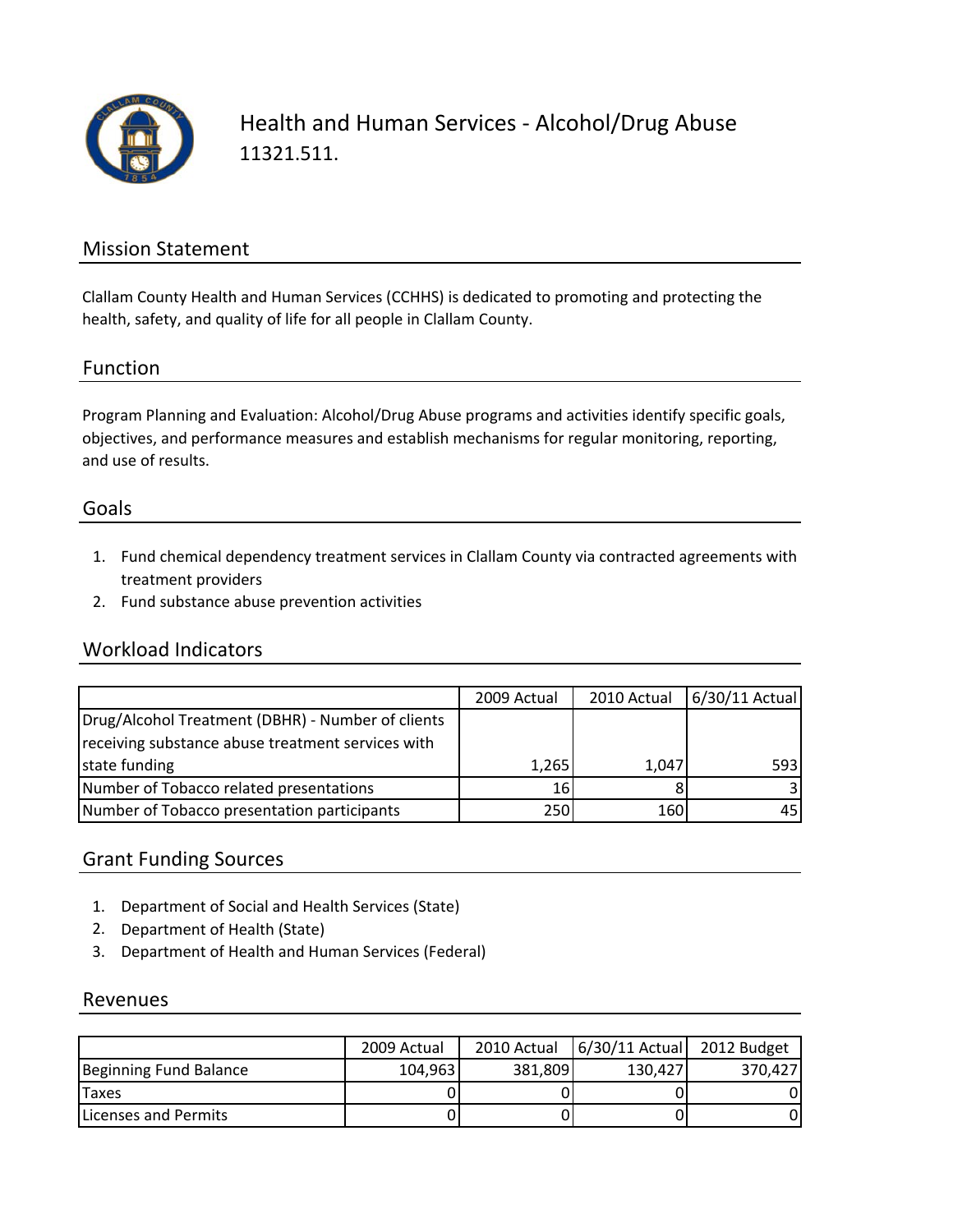# Health and Human Services - Alcohol/Drug Abuse

11321.511.

## Mission Statement

Clallam County Health and Human Services (CCHHS) is dedicated to promoting and protecting the health, safety, and quality of life for all people in Clallam County.

## Function

Program Planning and Evaluation: Alcohol/Drug Abuse programs and activities identify specific goals, objectives, and performance measures and establish mechanisms for regular monitoring, reporting, and use of results.

## Goals

1. Fund chemical dependency treatment services in Clallam County via contracted agreements with treatment providers
2. Fund substance abuse prevention activities

## Workload Indicators

| | 2009 Actual | 2010 Actual | 6/30/11 Actual |
|---|---|---|---|
| Drug/Alcohol Treatment (DBHR) - Number of clients receiving substance abuse treatment services with state funding | 1,265 | 1,047 | 593 |
| Number of Tobacco related presentations | 16 | 8 | 3 |
| Number of Tobacco presentation participants | 250 | 160 | 45 |

## Grant Funding Sources

1. Department of Social and Health Services (State)
2. Department of Health (State)
3. Department of Health and Human Services (Federal)

## Revenues

| | 2009 Actual | 2010 Actual | 6/30/11 Actual | 2012 Budget |
|---|---|---|---|---|
| Beginning Fund Balance | 104,963 | 381,809 | 130,427 | 370,427 |
| Taxes | 0 | 0 | 0 | 0 |
| Licenses and Permits | 0 | 0 | 0 | 0 |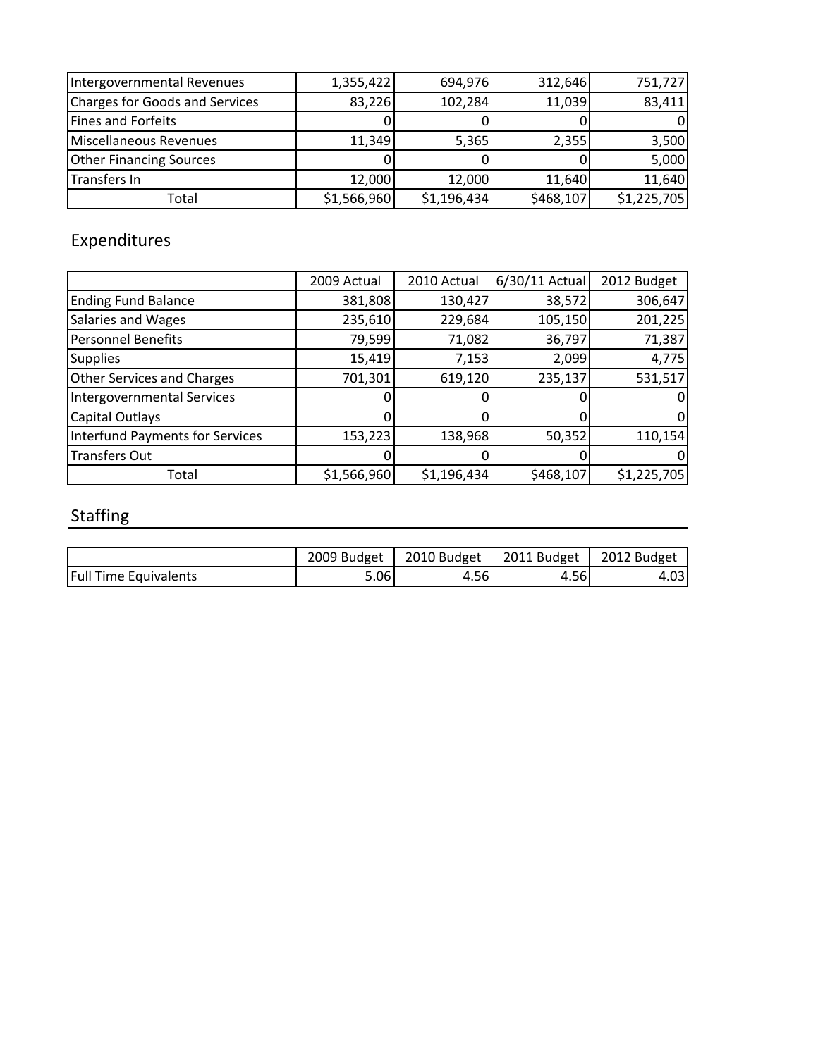| | | | | |
|---|---|---|---|---|
| Intergovernmental Revenues | 1,355,422 | 694,976 | 312,646 | 751,727 |
| Charges for Goods and Services | 83,226 | 102,284 | 11,039 | 83,411 |
| Fines and Forfeits | 0 | 0 | 0 | 0 |
| Miscellaneous Revenues | 11,349 | 5,365 | 2,355 | 3,500 |
| Other Financing Sources | 0 | 0 | 0 | 5,000 |
| Transfers In | 12,000 | 12,000 | 11,640 | 11,640 |
| Total | $1,566,960 | $1,196,434 | $468,107 | $1,225,705 |

## Expenditures

| | 2009 Actual | 2010 Actual | 6/30/11 Actual | 2012 Budget |
|---|---|---|---|---|
| Ending Fund Balance | 381,808 | 130,427 | 38,572 | 306,647 |
| Salaries and Wages | 235,610 | 229,684 | 105,150 | 201,225 |
| Personnel Benefits | 79,599 | 71,082 | 36,797 | 71,387 |
| Supplies | 15,419 | 7,153 | 2,099 | 4,775 |
| Other Services and Charges | 701,301 | 619,120 | 235,137 | 531,517 |
| Intergovernmental Services | 0 | 0 | 0 | 0 |
| Capital Outlays | 0 | 0 | 0 | 0 |
| Interfund Payments for Services | 153,223 | 138,968 | 50,352 | 110,154 |
| Transfers Out | 0 | 0 | 0 | 0 |
| Total | $1,566,960 | $1,196,434 | $468,107 | $1,225,705 |

## Staffing

| | 2009 Budget | 2010 Budget | 2011 Budget | 2012 Budget |
|---|---|---|---|---|
| Full Time Equivalents | 5.06 | 4.56 | 4.56 | 4.03 |